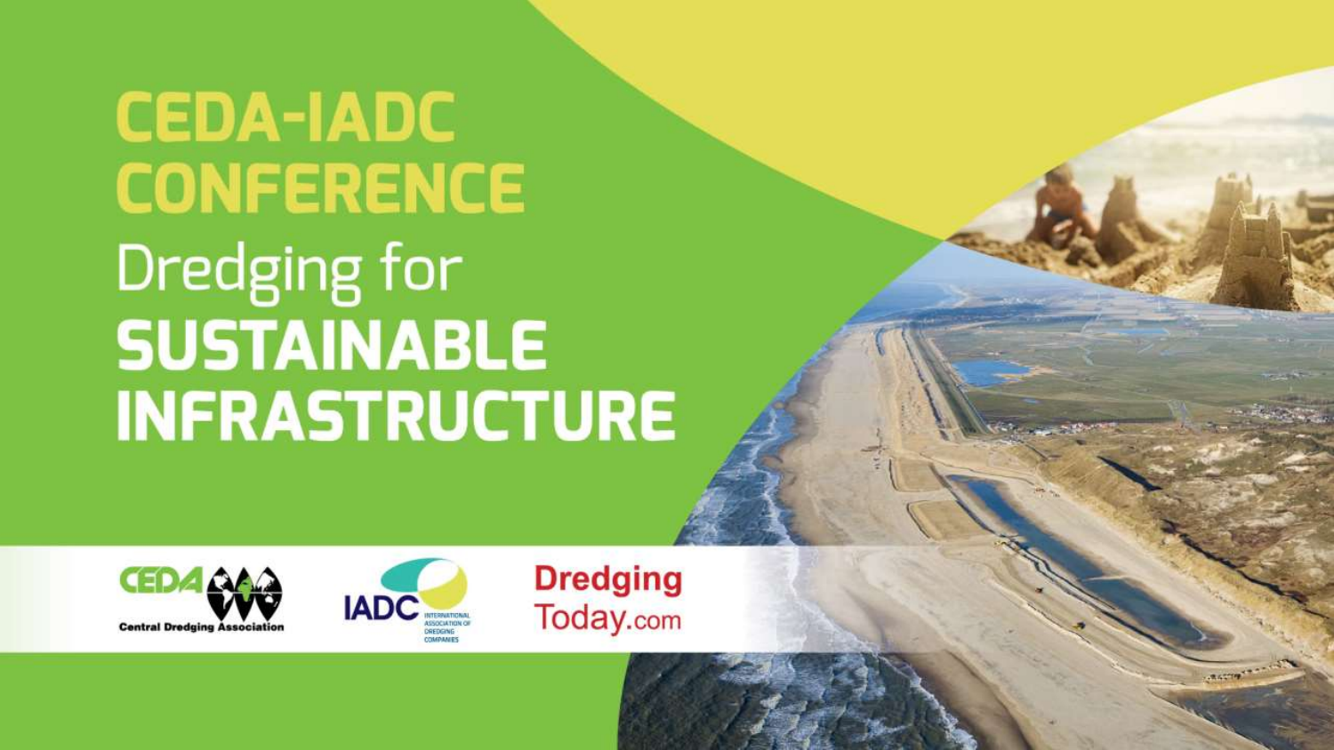# CEDA-IADC CONFERENCE

## Dredging for SUSTAINABLE INFRASTRUCTURE

CEDA Central Dredging Association

IADC International Association of Dredging Companies

DredgingToday.com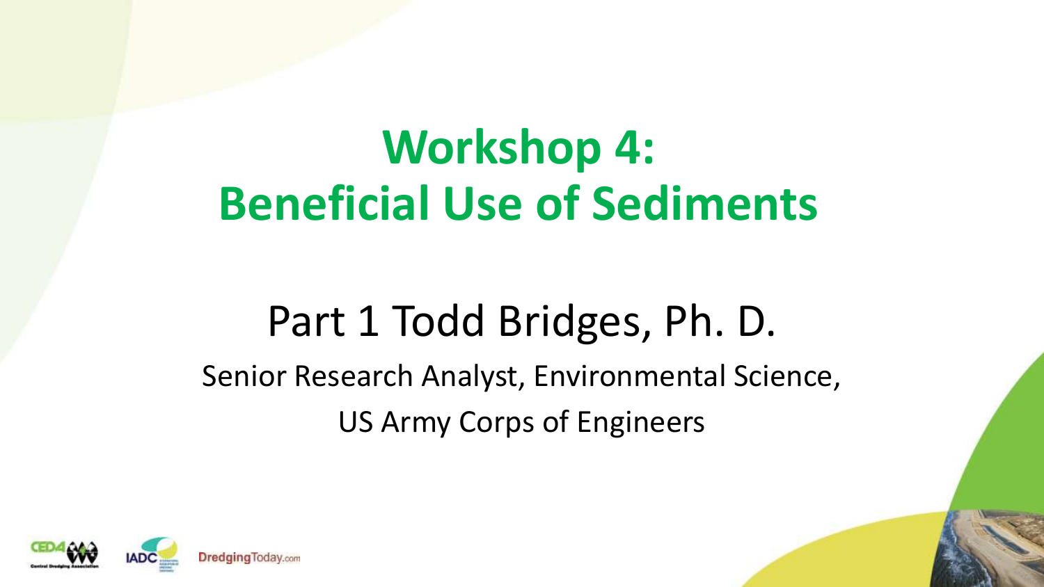# Workshop 4: Beneficial Use of Sediments

## Part 1 Todd Bridges, Ph. D.

Senior Research Analyst, Environmental Science,

US Army Corps of Engineers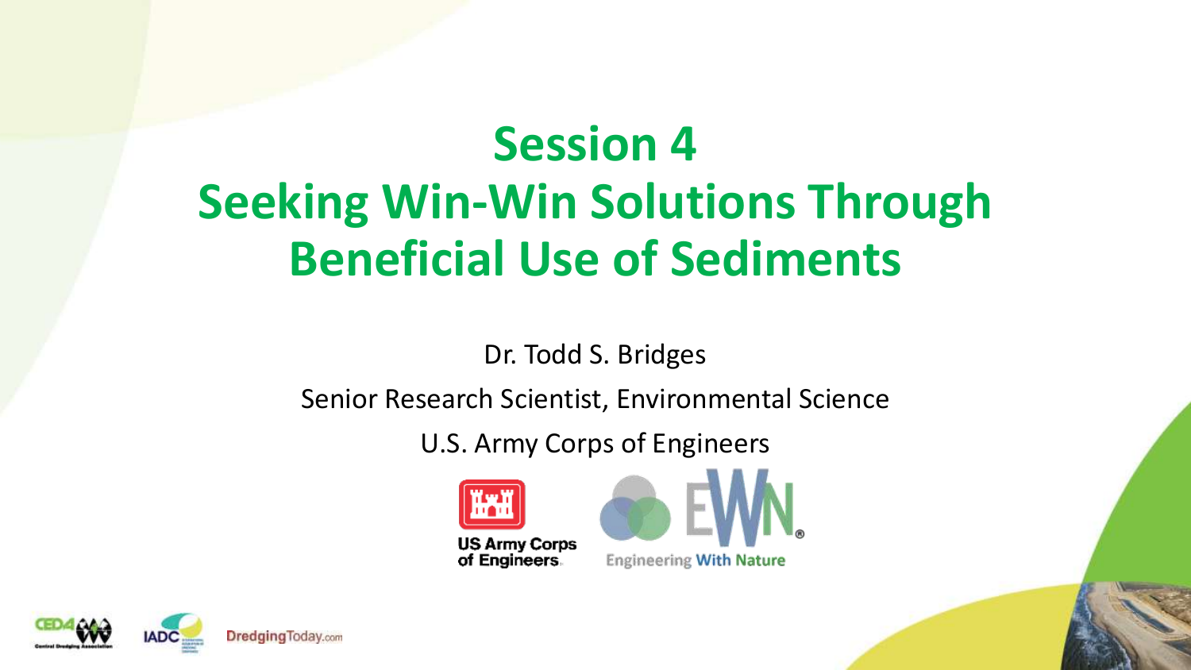# Session 4
# Seeking Win-Win Solutions Through Beneficial Use of Sediments

Dr. Todd S. Bridges

Senior Research Scientist, Environmental Science

U.S. Army Corps of Engineers

US Army Corps of Engineers

EWN Engineering With Nature

CEDA IADC DredgingToday.com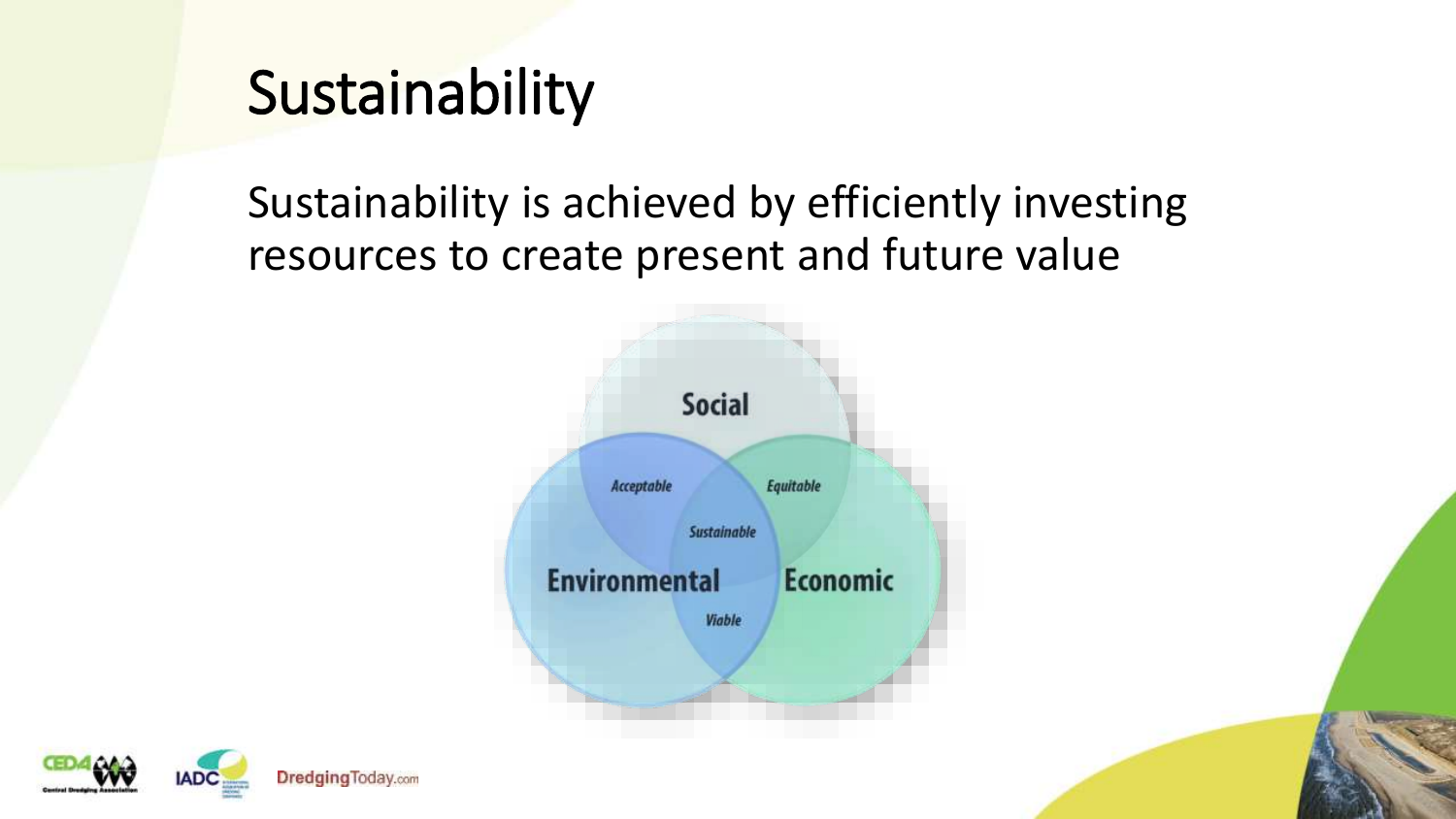# Sustainability

Sustainability is achieved by efficiently investing resources to create present and future value

Social

Acceptable

Equitable

Sustainable

Environmental

Economic

Viable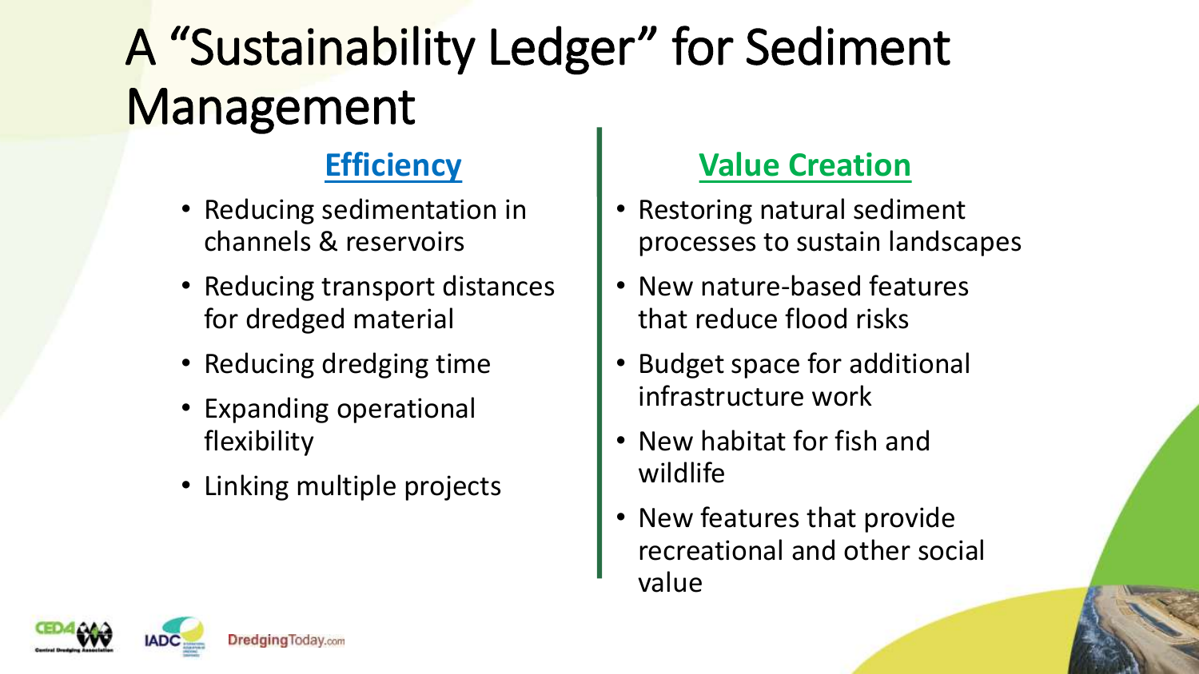# A "Sustainability Ledger" for Sediment Management

## Efficiency

- Reducing sedimentation in channels & reservoirs
- Reducing transport distances for dredged material
- Reducing dredging time
- Expanding operational flexibility
- Linking multiple projects

## Value Creation

- Restoring natural sediment processes to sustain landscapes
- New nature-based features that reduce flood risks
- Budget space for additional infrastructure work
- New habitat for fish and wildlife
- New features that provide recreational and other social value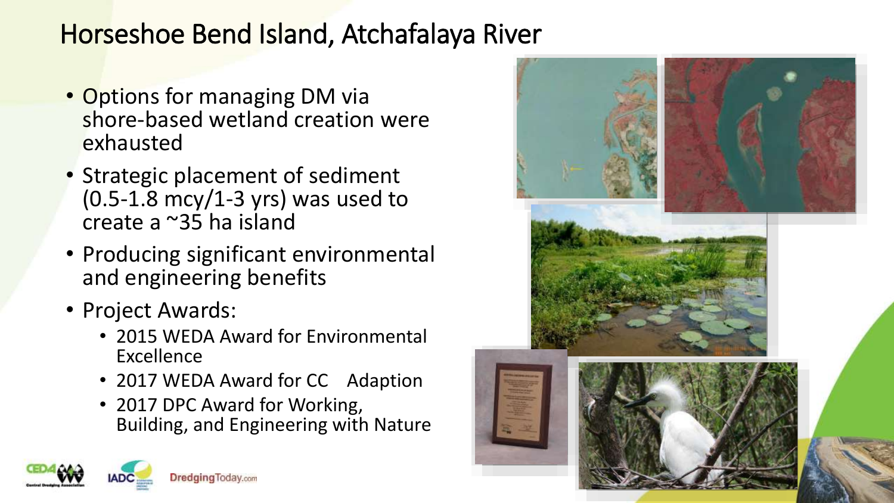# Horseshoe Bend Island, Atchafalaya River

- Options for managing DM via shore-based wetland creation were exhausted
- Strategic placement of sediment (0.5-1.8 mcy/1-3 yrs) was used to create a ~35 ha island
- Producing significant environmental and engineering benefits
- Project Awards:
  - 2015 WEDA Award for Environmental Excellence
  - 2017 WEDA Award for CC Adaption
  - 2017 DPC Award for Working, Building, and Engineering with Nature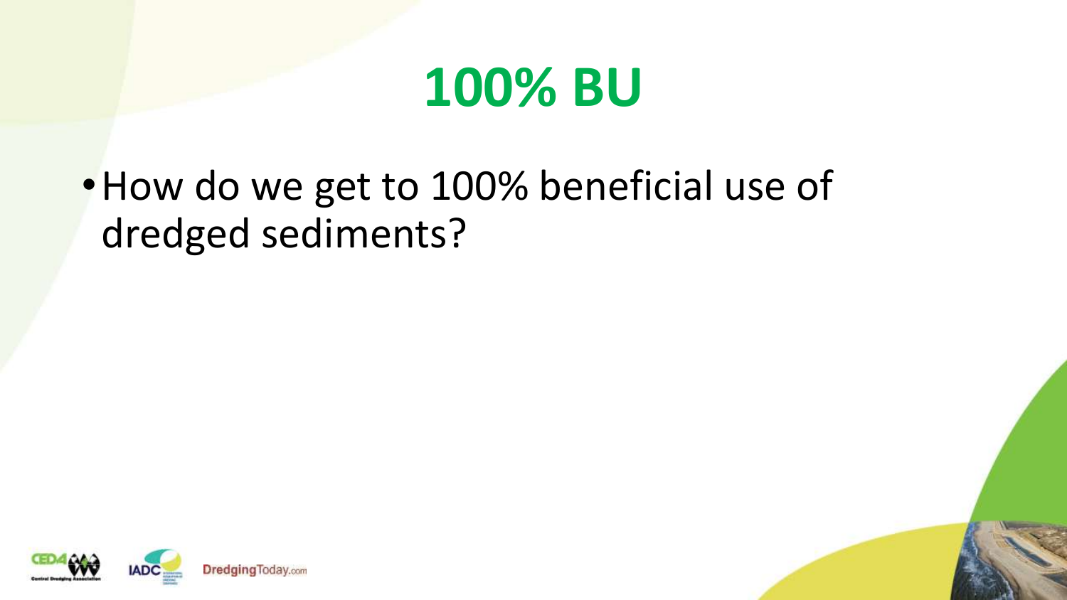# 100% BU

- How do we get to 100% beneficial use of dredged sediments?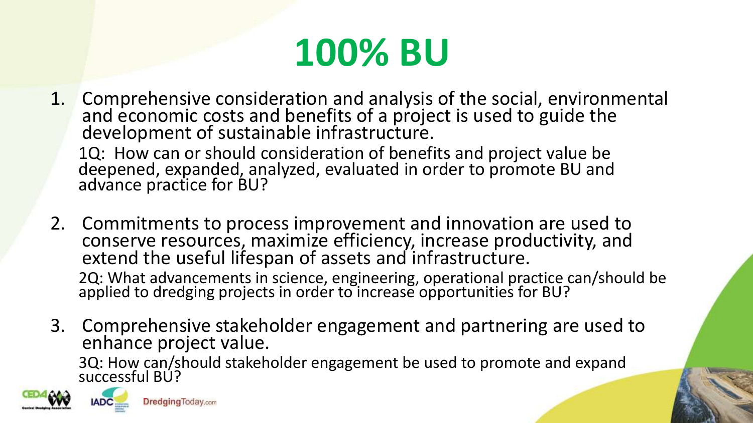# 100% BU

1. Comprehensive consideration and analysis of the social, environmental and economic costs and benefits of a project is used to guide the development of sustainable infrastructure.

   1Q: How can or should consideration of benefits and project value be deepened, expanded, analyzed, evaluated in order to promote BU and advance practice for BU?

2. Commitments to process improvement and innovation are used to conserve resources, maximize efficiency, increase productivity, and extend the useful lifespan of assets and infrastructure.

   2Q: What advancements in science, engineering, operational practice can/should be applied to dredging projects in order to increase opportunities for BU?

3. Comprehensive stakeholder engagement and partnering are used to enhance project value.

   3Q: How can/should stakeholder engagement be used to promote and expand successful BU?